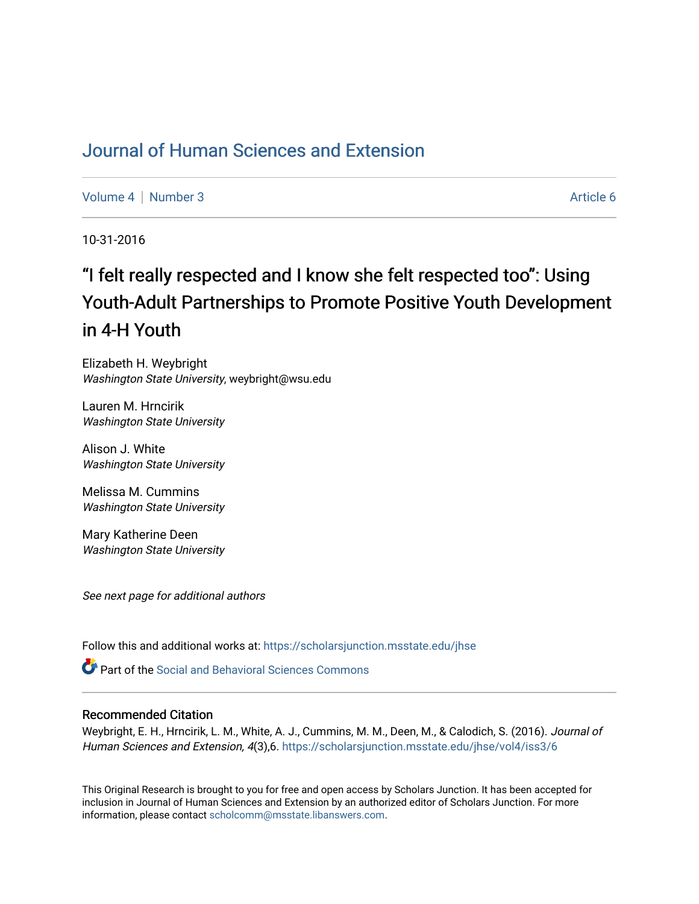# Journal of Human Sciences and Extension

Volume 4 | Number 3 Article 6

10-31-2016

## "I felt really respected and I know she felt respected too": Using Youth-Adult Partnerships to Promote Positive Youth Development in 4-H Youth

Elizabeth H. Weybright
*Washington State University*, weybright@wsu.edu

Lauren M. Hrncirik
*Washington State University*

Alison J. White
*Washington State University*

Melissa M. Cummins
*Washington State University*

Mary Katherine Deen
*Washington State University*

*See next page for additional authors*

Follow this and additional works at: https://scholarsjunction.msstate.edu/jhse

Part of the Social and Behavioral Sciences Commons

### Recommended Citation

Weybright, E. H., Hrncirik, L. M., White, A. J., Cummins, M. M., Deen, M., & Calodich, S. (2016). *Journal of Human Sciences and Extension, 4*(3),6. https://scholarsjunction.msstate.edu/jhse/vol4/iss3/6

This Original Research is brought to you for free and open access by Scholars Junction. It has been accepted for inclusion in Journal of Human Sciences and Extension by an authorized editor of Scholars Junction. For more information, please contact scholcomm@msstate.libanswers.com.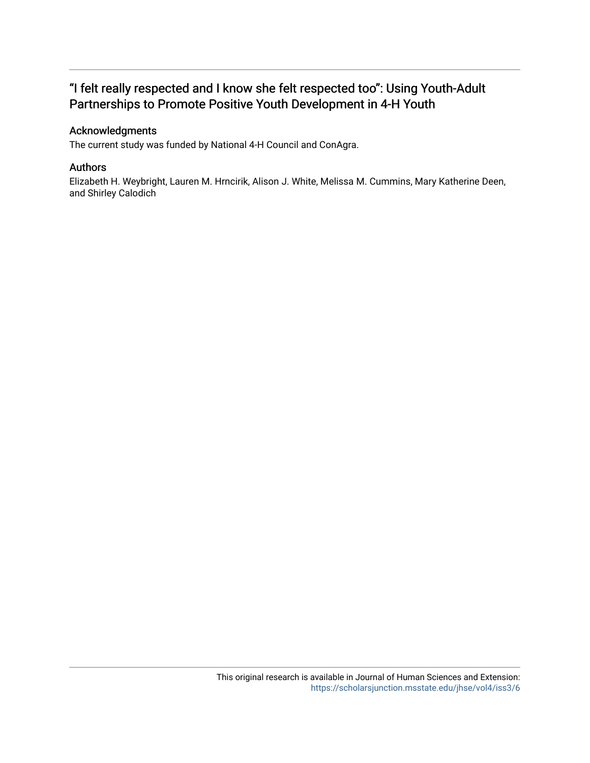# "I felt really respected and I know she felt respected too": Using Youth-Adult Partnerships to Promote Positive Youth Development in 4-H Youth

## Acknowledgments

The current study was funded by National 4-H Council and ConAgra.

## Authors

Elizabeth H. Weybright, Lauren M. Hrncirik, Alison J. White, Melissa M. Cummins, Mary Katherine Deen, and Shirley Calodich

This original research is available in Journal of Human Sciences and Extension: https://scholarsjunction.msstate.edu/jhse/vol4/iss3/6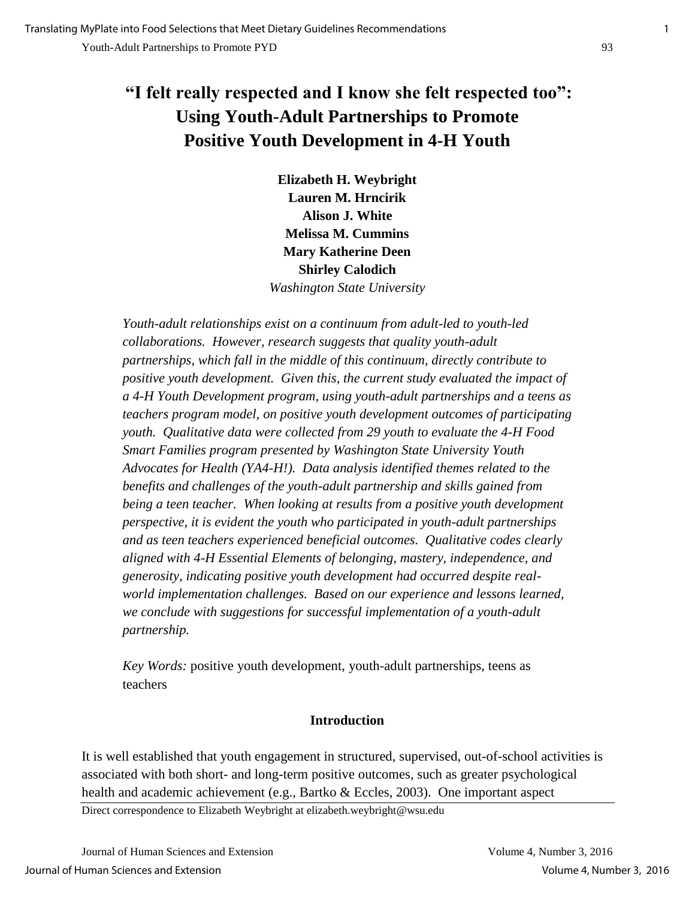# "I felt really respected and I know she felt respected too": Using Youth-Adult Partnerships to Promote Positive Youth Development in 4-H Youth

**Elizabeth H. Weybright**
**Lauren M. Hrncirik**
**Alison J. White**
**Melissa M. Cummins**
**Mary Katherine Deen**
**Shirley Calodich**
*Washington State University*

*Youth-adult relationships exist on a continuum from adult-led to youth-led collaborations. However, research suggests that quality youth-adult partnerships, which fall in the middle of this continuum, directly contribute to positive youth development. Given this, the current study evaluated the impact of a 4-H Youth Development program, using youth-adult partnerships and a teens as teachers program model, on positive youth development outcomes of participating youth. Qualitative data were collected from 29 youth to evaluate the 4-H Food Smart Families program presented by Washington State University Youth Advocates for Health (YA4-H!). Data analysis identified themes related to the benefits and challenges of the youth-adult partnership and skills gained from being a teen teacher. When looking at results from a positive youth development perspective, it is evident the youth who participated in youth-adult partnerships and as teen teachers experienced beneficial outcomes. Qualitative codes clearly aligned with 4-H Essential Elements of belonging, mastery, independence, and generosity, indicating positive youth development had occurred despite real-world implementation challenges. Based on our experience and lessons learned, we conclude with suggestions for successful implementation of a youth-adult partnership.*

*Key Words:* positive youth development, youth-adult partnerships, teens as teachers

## Introduction

It is well established that youth engagement in structured, supervised, out-of-school activities is associated with both short- and long-term positive outcomes, such as greater psychological health and academic achievement (e.g., Bartko & Eccles, 2003). One important aspect

Direct correspondence to Elizabeth Weybright at elizabeth.weybright@wsu.edu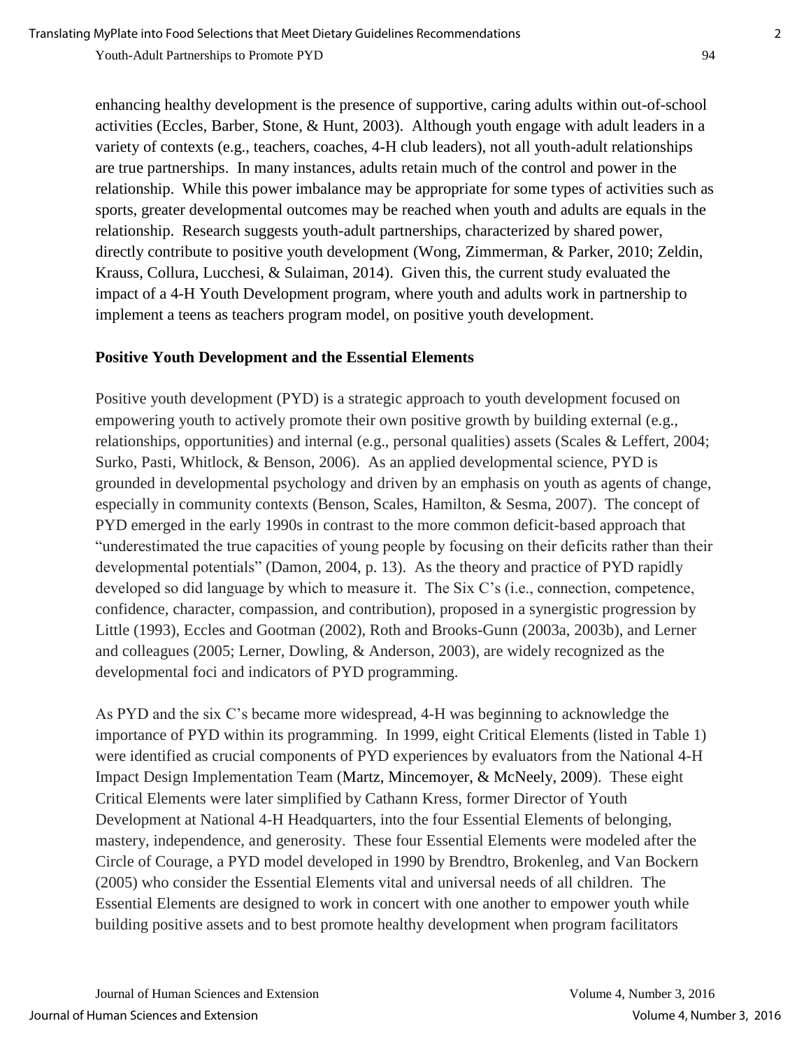enhancing healthy development is the presence of supportive, caring adults within out-of-school activities (Eccles, Barber, Stone, & Hunt, 2003). Although youth engage with adult leaders in a variety of contexts (e.g., teachers, coaches, 4-H club leaders), not all youth-adult relationships are true partnerships. In many instances, adults retain much of the control and power in the relationship. While this power imbalance may be appropriate for some types of activities such as sports, greater developmental outcomes may be reached when youth and adults are equals in the relationship. Research suggests youth-adult partnerships, characterized by shared power, directly contribute to positive youth development (Wong, Zimmerman, & Parker, 2010; Zeldin, Krauss, Collura, Lucchesi, & Sulaiman, 2014). Given this, the current study evaluated the impact of a 4-H Youth Development program, where youth and adults work in partnership to implement a teens as teachers program model, on positive youth development.

## Positive Youth Development and the Essential Elements

Positive youth development (PYD) is a strategic approach to youth development focused on empowering youth to actively promote their own positive growth by building external (e.g., relationships, opportunities) and internal (e.g., personal qualities) assets (Scales & Leffert, 2004; Surko, Pasti, Whitlock, & Benson, 2006). As an applied developmental science, PYD is grounded in developmental psychology and driven by an emphasis on youth as agents of change, especially in community contexts (Benson, Scales, Hamilton, & Sesma, 2007). The concept of PYD emerged in the early 1990s in contrast to the more common deficit-based approach that "underestimated the true capacities of young people by focusing on their deficits rather than their developmental potentials" (Damon, 2004, p. 13). As the theory and practice of PYD rapidly developed so did language by which to measure it. The Six C's (i.e., connection, competence, confidence, character, compassion, and contribution), proposed in a synergistic progression by Little (1993), Eccles and Gootman (2002), Roth and Brooks-Gunn (2003a, 2003b), and Lerner and colleagues (2005; Lerner, Dowling, & Anderson, 2003), are widely recognized as the developmental foci and indicators of PYD programming.

As PYD and the six C's became more widespread, 4-H was beginning to acknowledge the importance of PYD within its programming. In 1999, eight Critical Elements (listed in Table 1) were identified as crucial components of PYD experiences by evaluators from the National 4-H Impact Design Implementation Team (Martz, Mincemoyer, & McNeely, 2009). These eight Critical Elements were later simplified by Cathann Kress, former Director of Youth Development at National 4-H Headquarters, into the four Essential Elements of belonging, mastery, independence, and generosity. These four Essential Elements were modeled after the Circle of Courage, a PYD model developed in 1990 by Brendtro, Brokenleg, and Van Bockern (2005) who consider the Essential Elements vital and universal needs of all children. The Essential Elements are designed to work in concert with one another to empower youth while building positive assets and to best promote healthy development when program facilitators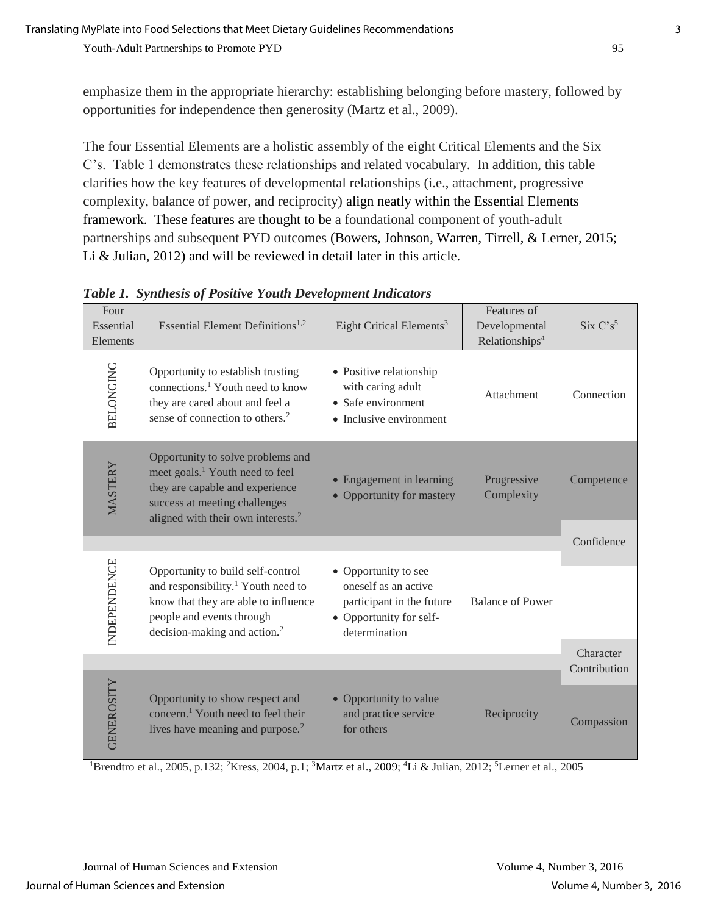emphasize them in the appropriate hierarchy: establishing belonging before mastery, followed by opportunities for independence then generosity (Martz et al., 2009).

The four Essential Elements are a holistic assembly of the eight Critical Elements and the Six C's. Table 1 demonstrates these relationships and related vocabulary. In addition, this table clarifies how the key features of developmental relationships (i.e., attachment, progressive complexity, balance of power, and reciprocity) align neatly within the Essential Elements framework. These features are thought to be a foundational component of youth-adult partnerships and subsequent PYD outcomes (Bowers, Johnson, Warren, Tirrell, & Lerner, 2015; Li & Julian, 2012) and will be reviewed in detail later in this article.

***Table 1. Synthesis of Positive Youth Development Indicators***

| Four Essential Elements | Essential Element Definitions[1,2] | Eight Critical Elements[3] | Features of Developmental Relationships[4] | Six C's[5] |
|---|---|---|---|---|
| BELONGING | Opportunity to establish trusting connections.[1] Youth need to know they are cared about and feel a sense of connection to others.[2] | • Positive relationship with caring adult<br>• Safe environment<br>• Inclusive environment | Attachment | Connection |
| MASTERY | Opportunity to solve problems and meet goals.[1] Youth need to feel they are capable and experience success at meeting challenges aligned with their own interests.[2] | • Engagement in learning<br>• Opportunity for mastery | Progressive Complexity | Competence |
| | | | | Confidence |
| INDEPENDENCE | Opportunity to build self-control and responsibility.[1] Youth need to know that they are able to influence people and events through decision-making and action.[2] | • Opportunity to see oneself as an active participant in the future<br>• Opportunity for self-determination | Balance of Power | |
| | | | | Character<br>Contribution |
| GENEROSITY | Opportunity to show respect and concern.[1] Youth need to feel their lives have meaning and purpose.[2] | • Opportunity to value and practice service for others | Reciprocity | Compassion |

[1]Brendtro et al., 2005, p.132; [2]Kress, 2004, p.1; [3]Martz et al., 2009; [4]Li & Julian, 2012; [5]Lerner et al., 2005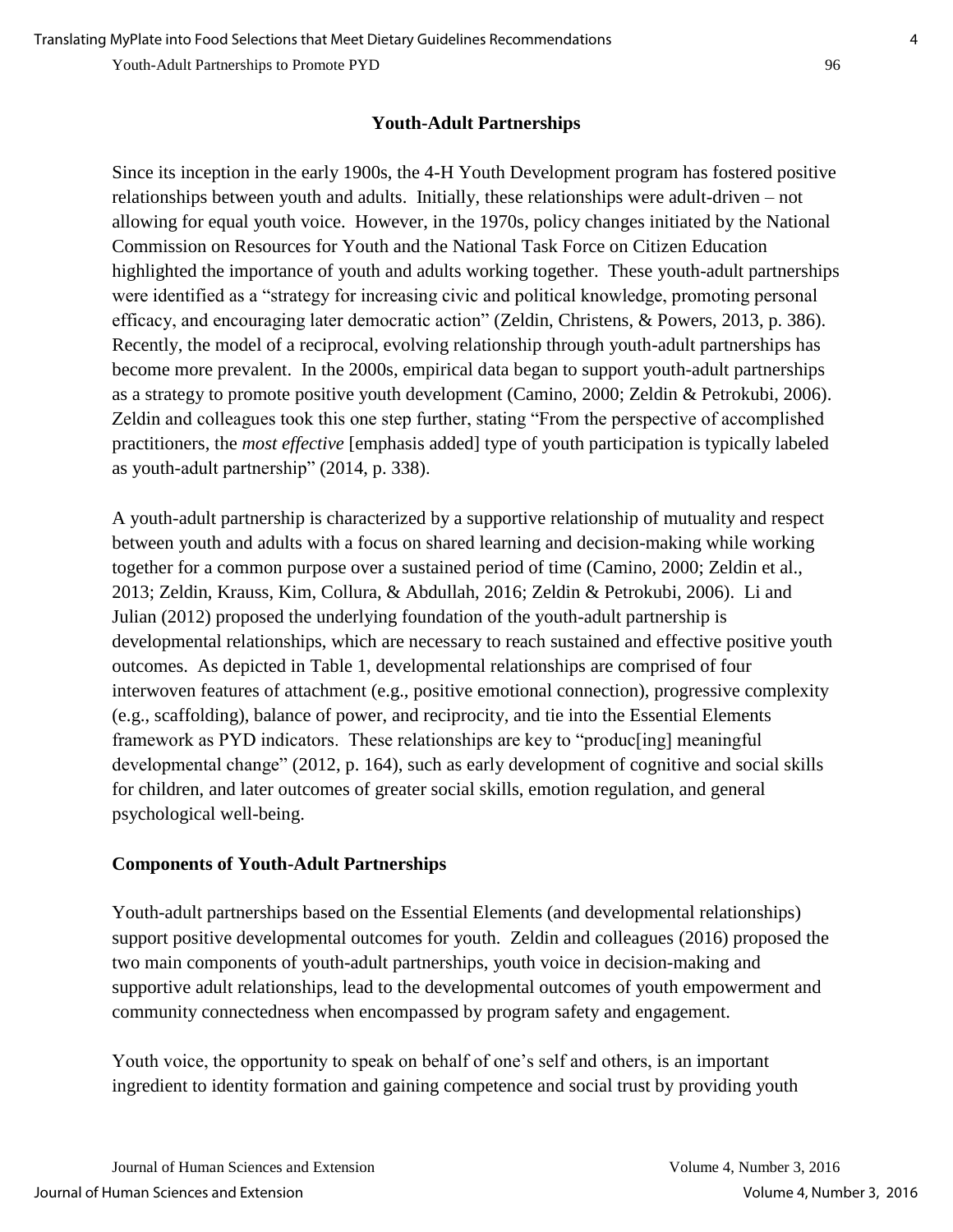## Youth-Adult Partnerships

Since its inception in the early 1900s, the 4-H Youth Development program has fostered positive relationships between youth and adults. Initially, these relationships were adult-driven – not allowing for equal youth voice. However, in the 1970s, policy changes initiated by the National Commission on Resources for Youth and the National Task Force on Citizen Education highlighted the importance of youth and adults working together. These youth-adult partnerships were identified as a "strategy for increasing civic and political knowledge, promoting personal efficacy, and encouraging later democratic action" (Zeldin, Christens, & Powers, 2013, p. 386). Recently, the model of a reciprocal, evolving relationship through youth-adult partnerships has become more prevalent. In the 2000s, empirical data began to support youth-adult partnerships as a strategy to promote positive youth development (Camino, 2000; Zeldin & Petrokubi, 2006). Zeldin and colleagues took this one step further, stating "From the perspective of accomplished practitioners, the *most effective* [emphasis added] type of youth participation is typically labeled as youth-adult partnership" (2014, p. 338).

A youth-adult partnership is characterized by a supportive relationship of mutuality and respect between youth and adults with a focus on shared learning and decision-making while working together for a common purpose over a sustained period of time (Camino, 2000; Zeldin et al., 2013; Zeldin, Krauss, Kim, Collura, & Abdullah, 2016; Zeldin & Petrokubi, 2006). Li and Julian (2012) proposed the underlying foundation of the youth-adult partnership is developmental relationships, which are necessary to reach sustained and effective positive youth outcomes. As depicted in Table 1, developmental relationships are comprised of four interwoven features of attachment (e.g., positive emotional connection), progressive complexity (e.g., scaffolding), balance of power, and reciprocity, and tie into the Essential Elements framework as PYD indicators. These relationships are key to "produc[ing] meaningful developmental change" (2012, p. 164), such as early development of cognitive and social skills for children, and later outcomes of greater social skills, emotion regulation, and general psychological well-being.

### Components of Youth-Adult Partnerships

Youth-adult partnerships based on the Essential Elements (and developmental relationships) support positive developmental outcomes for youth. Zeldin and colleagues (2016) proposed the two main components of youth-adult partnerships, youth voice in decision-making and supportive adult relationships, lead to the developmental outcomes of youth empowerment and community connectedness when encompassed by program safety and engagement.

Youth voice, the opportunity to speak on behalf of one's self and others, is an important ingredient to identity formation and gaining competence and social trust by providing youth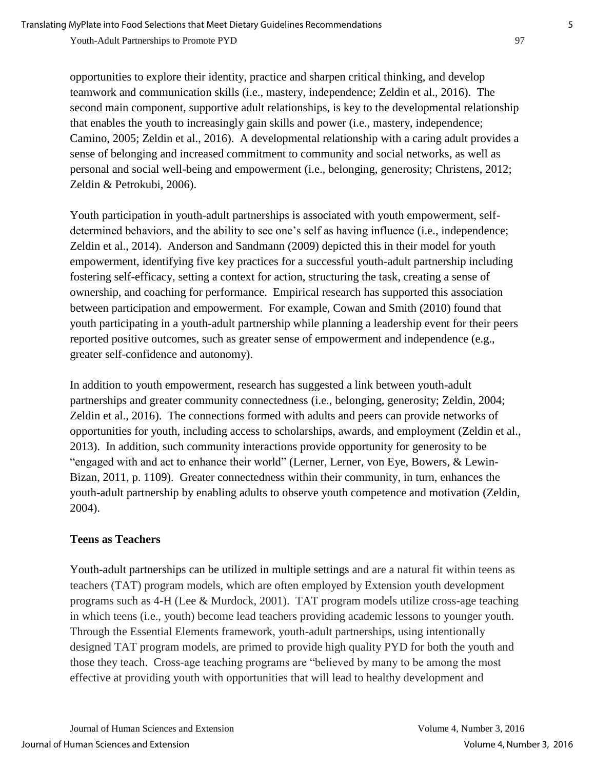opportunities to explore their identity, practice and sharpen critical thinking, and develop teamwork and communication skills (i.e., mastery, independence; Zeldin et al., 2016). The second main component, supportive adult relationships, is key to the developmental relationship that enables the youth to increasingly gain skills and power (i.e., mastery, independence; Camino, 2005; Zeldin et al., 2016). A developmental relationship with a caring adult provides a sense of belonging and increased commitment to community and social networks, as well as personal and social well-being and empowerment (i.e., belonging, generosity; Christens, 2012; Zeldin & Petrokubi, 2006).

Youth participation in youth-adult partnerships is associated with youth empowerment, self-determined behaviors, and the ability to see one's self as having influence (i.e., independence; Zeldin et al., 2014). Anderson and Sandmann (2009) depicted this in their model for youth empowerment, identifying five key practices for a successful youth-adult partnership including fostering self-efficacy, setting a context for action, structuring the task, creating a sense of ownership, and coaching for performance. Empirical research has supported this association between participation and empowerment. For example, Cowan and Smith (2010) found that youth participating in a youth-adult partnership while planning a leadership event for their peers reported positive outcomes, such as greater sense of empowerment and independence (e.g., greater self-confidence and autonomy).

In addition to youth empowerment, research has suggested a link between youth-adult partnerships and greater community connectedness (i.e., belonging, generosity; Zeldin, 2004; Zeldin et al., 2016). The connections formed with adults and peers can provide networks of opportunities for youth, including access to scholarships, awards, and employment (Zeldin et al., 2013). In addition, such community interactions provide opportunity for generosity to be "engaged with and act to enhance their world" (Lerner, Lerner, von Eye, Bowers, & Lewin-Bizan, 2011, p. 1109). Greater connectedness within their community, in turn, enhances the youth-adult partnership by enabling adults to observe youth competence and motivation (Zeldin, 2004).

## Teens as Teachers

Youth-adult partnerships can be utilized in multiple settings and are a natural fit within teens as teachers (TAT) program models, which are often employed by Extension youth development programs such as 4-H (Lee & Murdock, 2001). TAT program models utilize cross-age teaching in which teens (i.e., youth) become lead teachers providing academic lessons to younger youth. Through the Essential Elements framework, youth-adult partnerships, using intentionally designed TAT program models, are primed to provide high quality PYD for both the youth and those they teach. Cross-age teaching programs are "believed by many to be among the most effective at providing youth with opportunities that will lead to healthy development and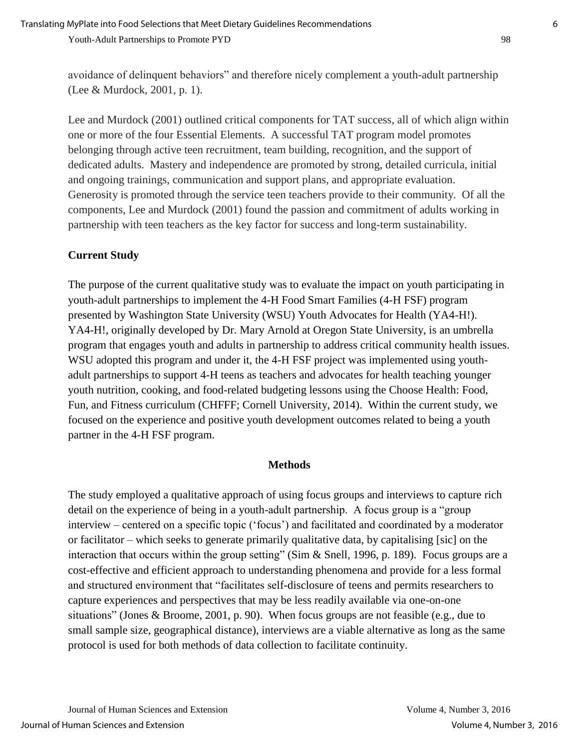avoidance of delinquent behaviors" and therefore nicely complement a youth-adult partnership (Lee & Murdock, 2001, p. 1).

Lee and Murdock (2001) outlined critical components for TAT success, all of which align within one or more of the four Essential Elements. A successful TAT program model promotes belonging through active teen recruitment, team building, recognition, and the support of dedicated adults. Mastery and independence are promoted by strong, detailed curricula, initial and ongoing trainings, communication and support plans, and appropriate evaluation. Generosity is promoted through the service teen teachers provide to their community. Of all the components, Lee and Murdock (2001) found the passion and commitment of adults working in partnership with teen teachers as the key factor for success and long-term sustainability.

### Current Study

The purpose of the current qualitative study was to evaluate the impact on youth participating in youth-adult partnerships to implement the 4-H Food Smart Families (4-H FSF) program presented by Washington State University (WSU) Youth Advocates for Health (YA4-H!). YA4-H!, originally developed by Dr. Mary Arnold at Oregon State University, is an umbrella program that engages youth and adults in partnership to address critical community health issues. WSU adopted this program and under it, the 4-H FSF project was implemented using youth-adult partnerships to support 4-H teens as teachers and advocates for health teaching younger youth nutrition, cooking, and food-related budgeting lessons using the Choose Health: Food, Fun, and Fitness curriculum (CHFFF; Cornell University, 2014). Within the current study, we focused on the experience and positive youth development outcomes related to being a youth partner in the 4-H FSF program.

## Methods

The study employed a qualitative approach of using focus groups and interviews to capture rich detail on the experience of being in a youth-adult partnership. A focus group is a "group interview – centered on a specific topic ('focus') and facilitated and coordinated by a moderator or facilitator – which seeks to generate primarily qualitative data, by capitalising [sic] on the interaction that occurs within the group setting" (Sim & Snell, 1996, p. 189). Focus groups are a cost-effective and efficient approach to understanding phenomena and provide for a less formal and structured environment that "facilitates self-disclosure of teens and permits researchers to capture experiences and perspectives that may be less readily available via one-on-one situations" (Jones & Broome, 2001, p. 90). When focus groups are not feasible (e.g., due to small sample size, geographical distance), interviews are a viable alternative as long as the same protocol is used for both methods of data collection to facilitate continuity.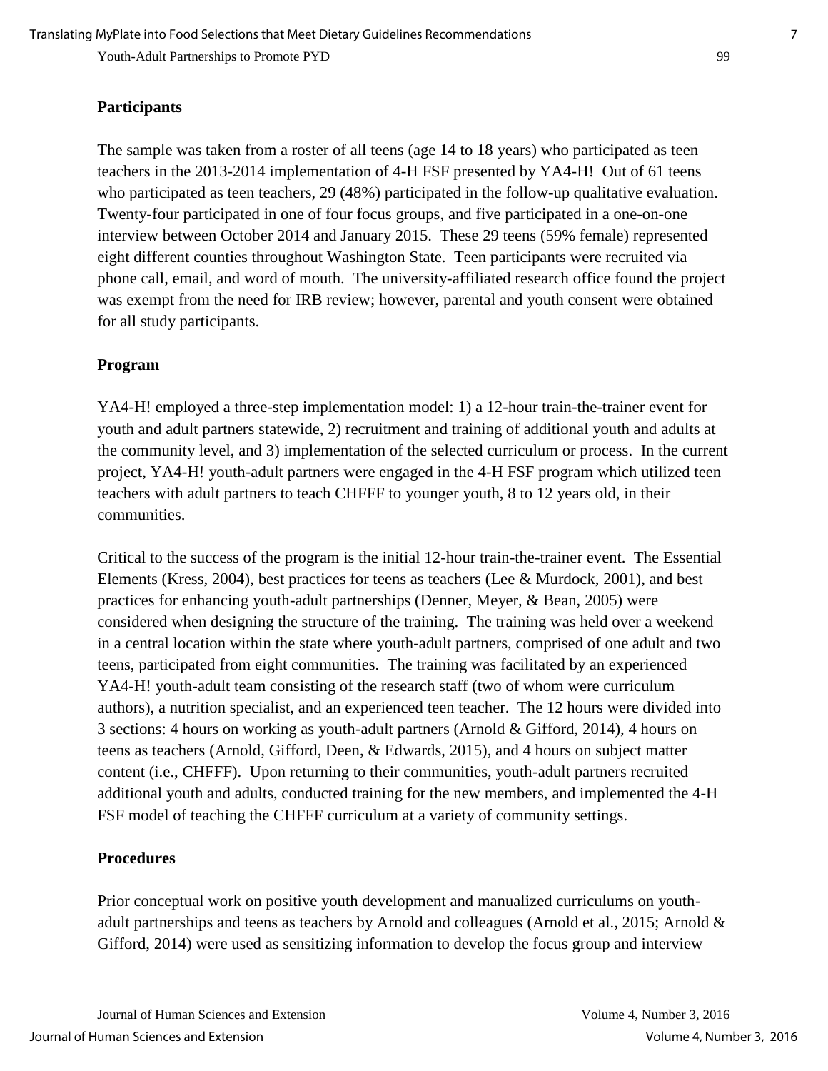### Participants

The sample was taken from a roster of all teens (age 14 to 18 years) who participated as teen teachers in the 2013-2014 implementation of 4-H FSF presented by YA4-H! Out of 61 teens who participated as teen teachers, 29 (48%) participated in the follow-up qualitative evaluation. Twenty-four participated in one of four focus groups, and five participated in a one-on-one interview between October 2014 and January 2015. These 29 teens (59% female) represented eight different counties throughout Washington State. Teen participants were recruited via phone call, email, and word of mouth. The university-affiliated research office found the project was exempt from the need for IRB review; however, parental and youth consent were obtained for all study participants.

### Program

YA4-H! employed a three-step implementation model: 1) a 12-hour train-the-trainer event for youth and adult partners statewide, 2) recruitment and training of additional youth and adults at the community level, and 3) implementation of the selected curriculum or process. In the current project, YA4-H! youth-adult partners were engaged in the 4-H FSF program which utilized teen teachers with adult partners to teach CHFFF to younger youth, 8 to 12 years old, in their communities.

Critical to the success of the program is the initial 12-hour train-the-trainer event. The Essential Elements (Kress, 2004), best practices for teens as teachers (Lee & Murdock, 2001), and best practices for enhancing youth-adult partnerships (Denner, Meyer, & Bean, 2005) were considered when designing the structure of the training. The training was held over a weekend in a central location within the state where youth-adult partners, comprised of one adult and two teens, participated from eight communities. The training was facilitated by an experienced YA4-H! youth-adult team consisting of the research staff (two of whom were curriculum authors), a nutrition specialist, and an experienced teen teacher. The 12 hours were divided into 3 sections: 4 hours on working as youth-adult partners (Arnold & Gifford, 2014), 4 hours on teens as teachers (Arnold, Gifford, Deen, & Edwards, 2015), and 4 hours on subject matter content (i.e., CHFFF). Upon returning to their communities, youth-adult partners recruited additional youth and adults, conducted training for the new members, and implemented the 4-H FSF model of teaching the CHFFF curriculum at a variety of community settings.

### Procedures

Prior conceptual work on positive youth development and manualized curriculums on youth-adult partnerships and teens as teachers by Arnold and colleagues (Arnold et al., 2015; Arnold & Gifford, 2014) were used as sensitizing information to develop the focus group and interview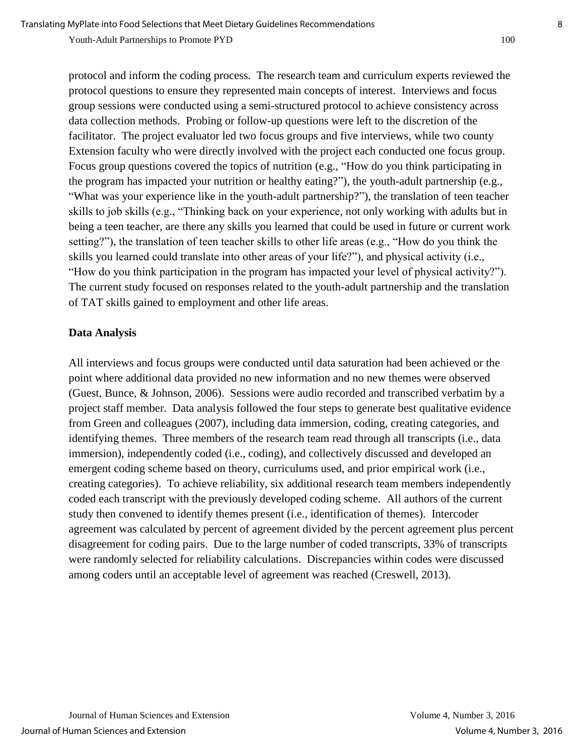protocol and inform the coding process. The research team and curriculum experts reviewed the protocol questions to ensure they represented main concepts of interest. Interviews and focus group sessions were conducted using a semi-structured protocol to achieve consistency across data collection methods. Probing or follow-up questions were left to the discretion of the facilitator. The project evaluator led two focus groups and five interviews, while two county Extension faculty who were directly involved with the project each conducted one focus group. Focus group questions covered the topics of nutrition (e.g., "How do you think participating in the program has impacted your nutrition or healthy eating?"), the youth-adult partnership (e.g., "What was your experience like in the youth-adult partnership?"), the translation of teen teacher skills to job skills (e.g., "Thinking back on your experience, not only working with adults but in being a teen teacher, are there any skills you learned that could be used in future or current work setting?"), the translation of teen teacher skills to other life areas (e.g., "How do you think the skills you learned could translate into other areas of your life?"), and physical activity (i.e., "How do you think participation in the program has impacted your level of physical activity?"). The current study focused on responses related to the youth-adult partnership and the translation of TAT skills gained to employment and other life areas.

## Data Analysis

All interviews and focus groups were conducted until data saturation had been achieved or the point where additional data provided no new information and no new themes were observed (Guest, Bunce, & Johnson, 2006). Sessions were audio recorded and transcribed verbatim by a project staff member. Data analysis followed the four steps to generate best qualitative evidence from Green and colleagues (2007), including data immersion, coding, creating categories, and identifying themes. Three members of the research team read through all transcripts (i.e., data immersion), independently coded (i.e., coding), and collectively discussed and developed an emergent coding scheme based on theory, curriculums used, and prior empirical work (i.e., creating categories). To achieve reliability, six additional research team members independently coded each transcript with the previously developed coding scheme. All authors of the current study then convened to identify themes present (i.e., identification of themes). Intercoder agreement was calculated by percent of agreement divided by the percent agreement plus percent disagreement for coding pairs. Due to the large number of coded transcripts, 33% of transcripts were randomly selected for reliability calculations. Discrepancies within codes were discussed among coders until an acceptable level of agreement was reached (Creswell, 2013).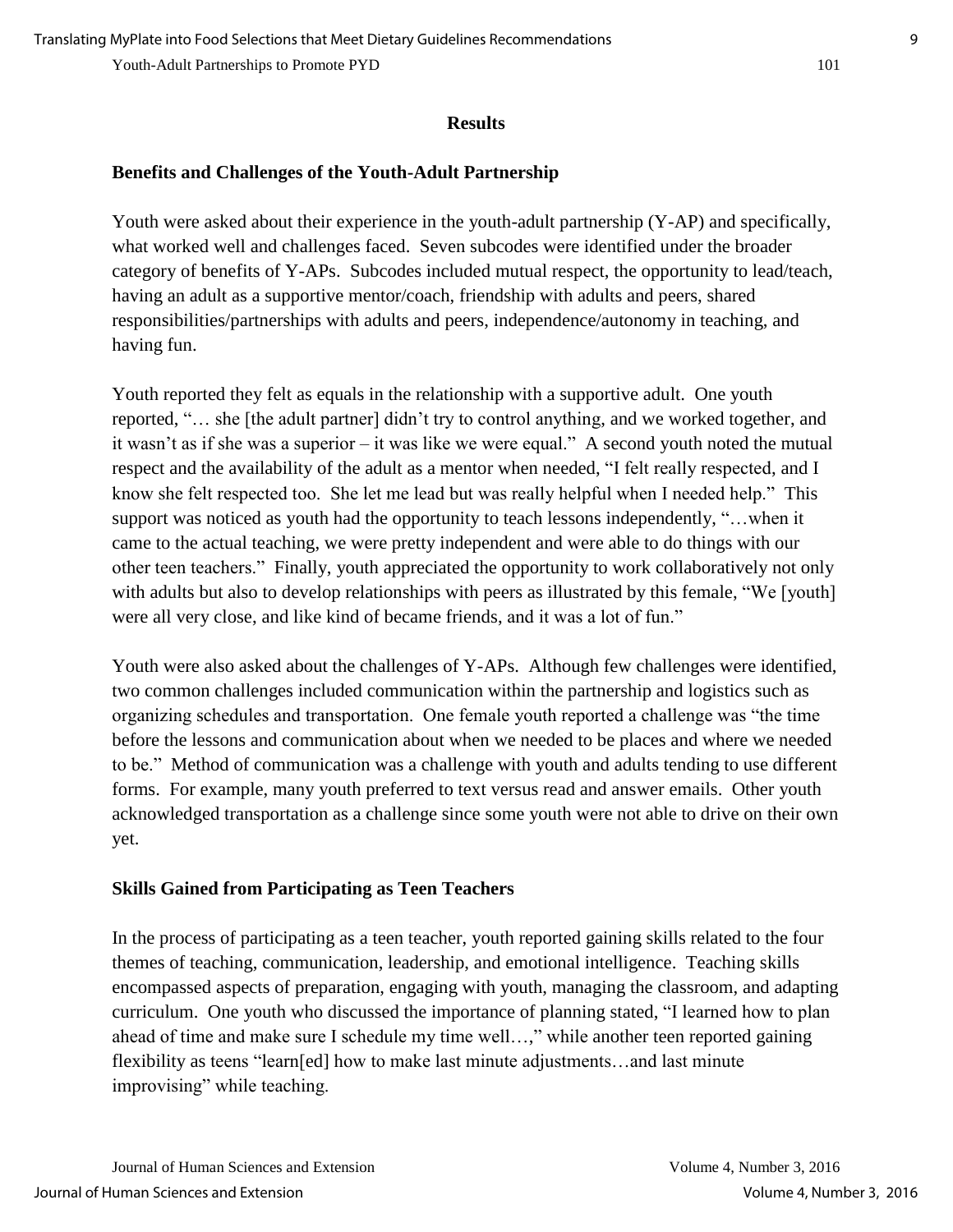## Results

### Benefits and Challenges of the Youth-Adult Partnership

Youth were asked about their experience in the youth-adult partnership (Y-AP) and specifically, what worked well and challenges faced. Seven subcodes were identified under the broader category of benefits of Y-APs. Subcodes included mutual respect, the opportunity to lead/teach, having an adult as a supportive mentor/coach, friendship with adults and peers, shared responsibilities/partnerships with adults and peers, independence/autonomy in teaching, and having fun.

Youth reported they felt as equals in the relationship with a supportive adult. One youth reported, "… she [the adult partner] didn't try to control anything, and we worked together, and it wasn't as if she was a superior – it was like we were equal." A second youth noted the mutual respect and the availability of the adult as a mentor when needed, "I felt really respected, and I know she felt respected too. She let me lead but was really helpful when I needed help." This support was noticed as youth had the opportunity to teach lessons independently, "…when it came to the actual teaching, we were pretty independent and were able to do things with our other teen teachers." Finally, youth appreciated the opportunity to work collaboratively not only with adults but also to develop relationships with peers as illustrated by this female, "We [youth] were all very close, and like kind of became friends, and it was a lot of fun."

Youth were also asked about the challenges of Y-APs. Although few challenges were identified, two common challenges included communication within the partnership and logistics such as organizing schedules and transportation. One female youth reported a challenge was "the time before the lessons and communication about when we needed to be places and where we needed to be." Method of communication was a challenge with youth and adults tending to use different forms. For example, many youth preferred to text versus read and answer emails. Other youth acknowledged transportation as a challenge since some youth were not able to drive on their own yet.

### Skills Gained from Participating as Teen Teachers

In the process of participating as a teen teacher, youth reported gaining skills related to the four themes of teaching, communication, leadership, and emotional intelligence. Teaching skills encompassed aspects of preparation, engaging with youth, managing the classroom, and adapting curriculum. One youth who discussed the importance of planning stated, "I learned how to plan ahead of time and make sure I schedule my time well…," while another teen reported gaining flexibility as teens "learn[ed] how to make last minute adjustments…and last minute improvising" while teaching.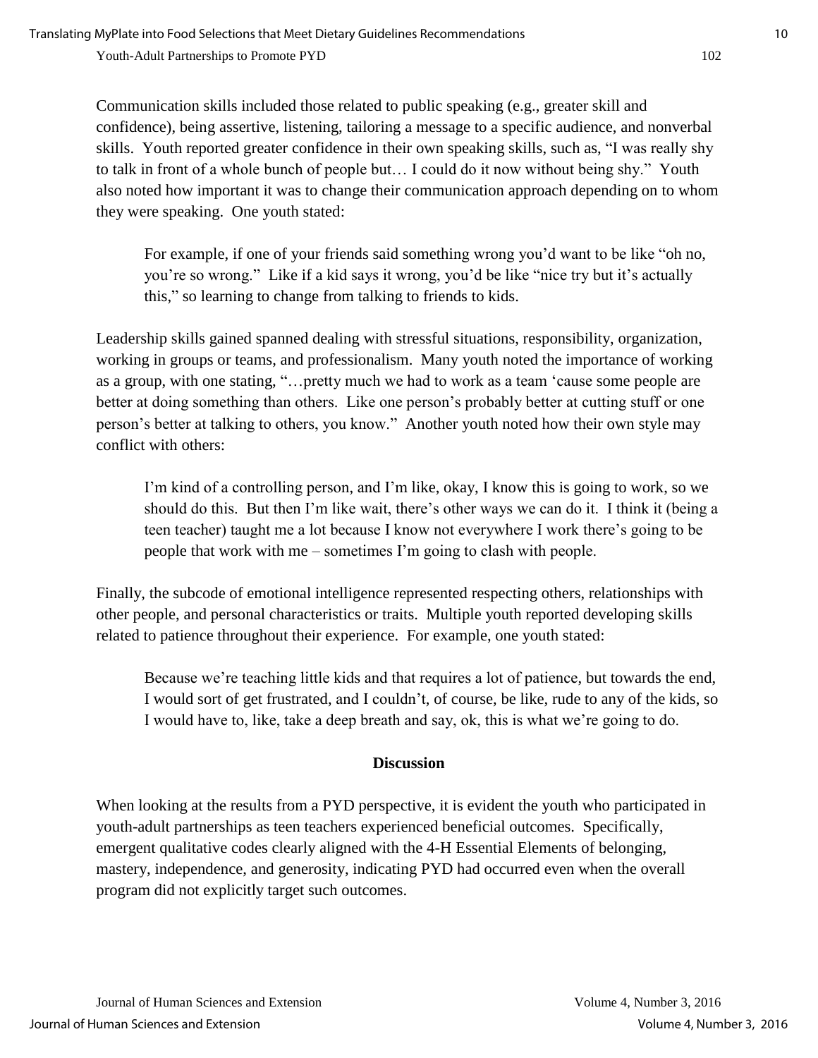Communication skills included those related to public speaking (e.g., greater skill and confidence), being assertive, listening, tailoring a message to a specific audience, and nonverbal skills. Youth reported greater confidence in their own speaking skills, such as, "I was really shy to talk in front of a whole bunch of people but… I could do it now without being shy." Youth also noted how important it was to change their communication approach depending on to whom they were speaking. One youth stated:

> For example, if one of your friends said something wrong you'd want to be like "oh no, you're so wrong." Like if a kid says it wrong, you'd be like "nice try but it's actually this," so learning to change from talking to friends to kids.

Leadership skills gained spanned dealing with stressful situations, responsibility, organization, working in groups or teams, and professionalism. Many youth noted the importance of working as a group, with one stating, "…pretty much we had to work as a team 'cause some people are better at doing something than others. Like one person's probably better at cutting stuff or one person's better at talking to others, you know." Another youth noted how their own style may conflict with others:

> I'm kind of a controlling person, and I'm like, okay, I know this is going to work, so we should do this. But then I'm like wait, there's other ways we can do it. I think it (being a teen teacher) taught me a lot because I know not everywhere I work there's going to be people that work with me – sometimes I'm going to clash with people.

Finally, the subcode of emotional intelligence represented respecting others, relationships with other people, and personal characteristics or traits. Multiple youth reported developing skills related to patience throughout their experience. For example, one youth stated:

> Because we're teaching little kids and that requires a lot of patience, but towards the end, I would sort of get frustrated, and I couldn't, of course, be like, rude to any of the kids, so I would have to, like, take a deep breath and say, ok, this is what we're going to do.

## Discussion

When looking at the results from a PYD perspective, it is evident the youth who participated in youth-adult partnerships as teen teachers experienced beneficial outcomes. Specifically, emergent qualitative codes clearly aligned with the 4-H Essential Elements of belonging, mastery, independence, and generosity, indicating PYD had occurred even when the overall program did not explicitly target such outcomes.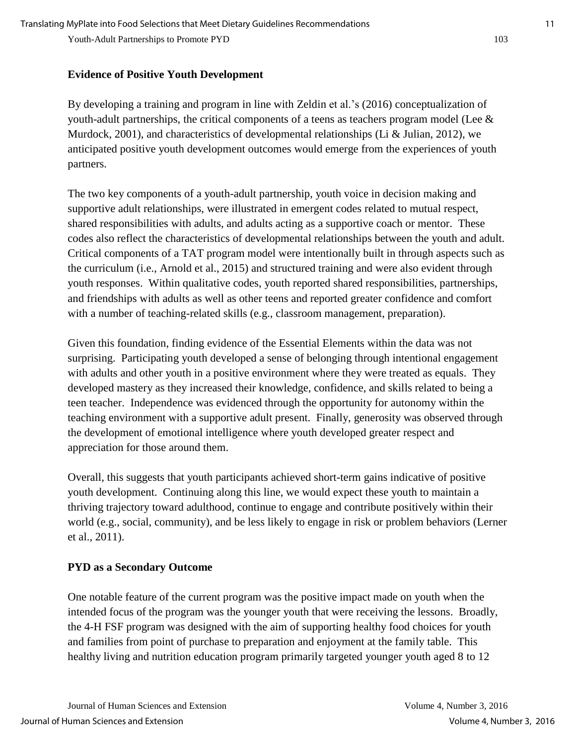**Evidence of Positive Youth Development**

By developing a training and program in line with Zeldin et al.'s (2016) conceptualization of youth-adult partnerships, the critical components of a teens as teachers program model (Lee & Murdock, 2001), and characteristics of developmental relationships (Li & Julian, 2012), we anticipated positive youth development outcomes would emerge from the experiences of youth partners.

The two key components of a youth-adult partnership, youth voice in decision making and supportive adult relationships, were illustrated in emergent codes related to mutual respect, shared responsibilities with adults, and adults acting as a supportive coach or mentor. These codes also reflect the characteristics of developmental relationships between the youth and adult. Critical components of a TAT program model were intentionally built in through aspects such as the curriculum (i.e., Arnold et al., 2015) and structured training and were also evident through youth responses. Within qualitative codes, youth reported shared responsibilities, partnerships, and friendships with adults as well as other teens and reported greater confidence and comfort with a number of teaching-related skills (e.g., classroom management, preparation).

Given this foundation, finding evidence of the Essential Elements within the data was not surprising. Participating youth developed a sense of belonging through intentional engagement with adults and other youth in a positive environment where they were treated as equals. They developed mastery as they increased their knowledge, confidence, and skills related to being a teen teacher. Independence was evidenced through the opportunity for autonomy within the teaching environment with a supportive adult present. Finally, generosity was observed through the development of emotional intelligence where youth developed greater respect and appreciation for those around them.

Overall, this suggests that youth participants achieved short-term gains indicative of positive youth development. Continuing along this line, we would expect these youth to maintain a thriving trajectory toward adulthood, continue to engage and contribute positively within their world (e.g., social, community), and be less likely to engage in risk or problem behaviors (Lerner et al., 2011).

**PYD as a Secondary Outcome**

One notable feature of the current program was the positive impact made on youth when the intended focus of the program was the younger youth that were receiving the lessons. Broadly, the 4-H FSF program was designed with the aim of supporting healthy food choices for youth and families from point of purchase to preparation and enjoyment at the family table. This healthy living and nutrition education program primarily targeted younger youth aged 8 to 12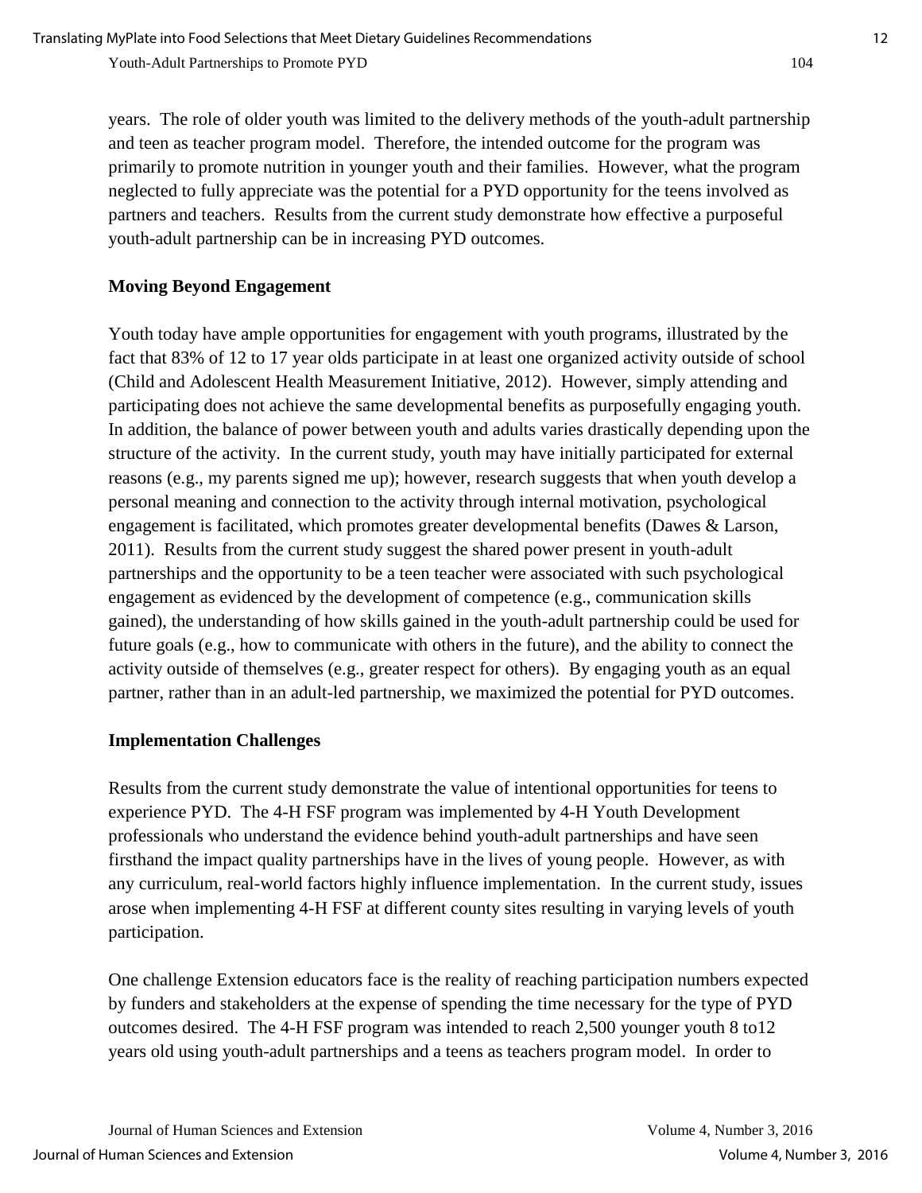years. The role of older youth was limited to the delivery methods of the youth-adult partnership and teen as teacher program model. Therefore, the intended outcome for the program was primarily to promote nutrition in younger youth and their families. However, what the program neglected to fully appreciate was the potential for a PYD opportunity for the teens involved as partners and teachers. Results from the current study demonstrate how effective a purposeful youth-adult partnership can be in increasing PYD outcomes.

### Moving Beyond Engagement

Youth today have ample opportunities for engagement with youth programs, illustrated by the fact that 83% of 12 to 17 year olds participate in at least one organized activity outside of school (Child and Adolescent Health Measurement Initiative, 2012). However, simply attending and participating does not achieve the same developmental benefits as purposefully engaging youth. In addition, the balance of power between youth and adults varies drastically depending upon the structure of the activity. In the current study, youth may have initially participated for external reasons (e.g., my parents signed me up); however, research suggests that when youth develop a personal meaning and connection to the activity through internal motivation, psychological engagement is facilitated, which promotes greater developmental benefits (Dawes & Larson, 2011). Results from the current study suggest the shared power present in youth-adult partnerships and the opportunity to be a teen teacher were associated with such psychological engagement as evidenced by the development of competence (e.g., communication skills gained), the understanding of how skills gained in the youth-adult partnership could be used for future goals (e.g., how to communicate with others in the future), and the ability to connect the activity outside of themselves (e.g., greater respect for others). By engaging youth as an equal partner, rather than in an adult-led partnership, we maximized the potential for PYD outcomes.

### Implementation Challenges

Results from the current study demonstrate the value of intentional opportunities for teens to experience PYD. The 4-H FSF program was implemented by 4-H Youth Development professionals who understand the evidence behind youth-adult partnerships and have seen firsthand the impact quality partnerships have in the lives of young people. However, as with any curriculum, real-world factors highly influence implementation. In the current study, issues arose when implementing 4-H FSF at different county sites resulting in varying levels of youth participation.

One challenge Extension educators face is the reality of reaching participation numbers expected by funders and stakeholders at the expense of spending the time necessary for the type of PYD outcomes desired. The 4-H FSF program was intended to reach 2,500 younger youth 8 to12 years old using youth-adult partnerships and a teens as teachers program model. In order to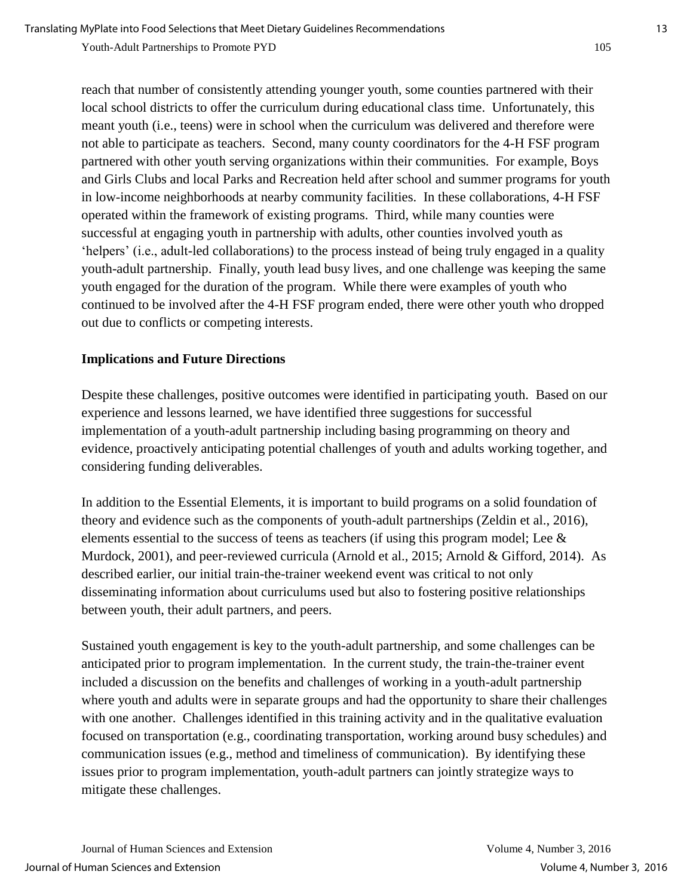reach that number of consistently attending younger youth, some counties partnered with their local school districts to offer the curriculum during educational class time. Unfortunately, this meant youth (i.e., teens) were in school when the curriculum was delivered and therefore were not able to participate as teachers. Second, many county coordinators for the 4-H FSF program partnered with other youth serving organizations within their communities. For example, Boys and Girls Clubs and local Parks and Recreation held after school and summer programs for youth in low-income neighborhoods at nearby community facilities. In these collaborations, 4-H FSF operated within the framework of existing programs. Third, while many counties were successful at engaging youth in partnership with adults, other counties involved youth as 'helpers' (i.e., adult-led collaborations) to the process instead of being truly engaged in a quality youth-adult partnership. Finally, youth lead busy lives, and one challenge was keeping the same youth engaged for the duration of the program. While there were examples of youth who continued to be involved after the 4-H FSF program ended, there were other youth who dropped out due to conflicts or competing interests.

## Implications and Future Directions

Despite these challenges, positive outcomes were identified in participating youth. Based on our experience and lessons learned, we have identified three suggestions for successful implementation of a youth-adult partnership including basing programming on theory and evidence, proactively anticipating potential challenges of youth and adults working together, and considering funding deliverables.

In addition to the Essential Elements, it is important to build programs on a solid foundation of theory and evidence such as the components of youth-adult partnerships (Zeldin et al., 2016), elements essential to the success of teens as teachers (if using this program model; Lee & Murdock, 2001), and peer-reviewed curricula (Arnold et al., 2015; Arnold & Gifford, 2014). As described earlier, our initial train-the-trainer weekend event was critical to not only disseminating information about curriculums used but also to fostering positive relationships between youth, their adult partners, and peers.

Sustained youth engagement is key to the youth-adult partnership, and some challenges can be anticipated prior to program implementation. In the current study, the train-the-trainer event included a discussion on the benefits and challenges of working in a youth-adult partnership where youth and adults were in separate groups and had the opportunity to share their challenges with one another. Challenges identified in this training activity and in the qualitative evaluation focused on transportation (e.g., coordinating transportation, working around busy schedules) and communication issues (e.g., method and timeliness of communication). By identifying these issues prior to program implementation, youth-adult partners can jointly strategize ways to mitigate these challenges.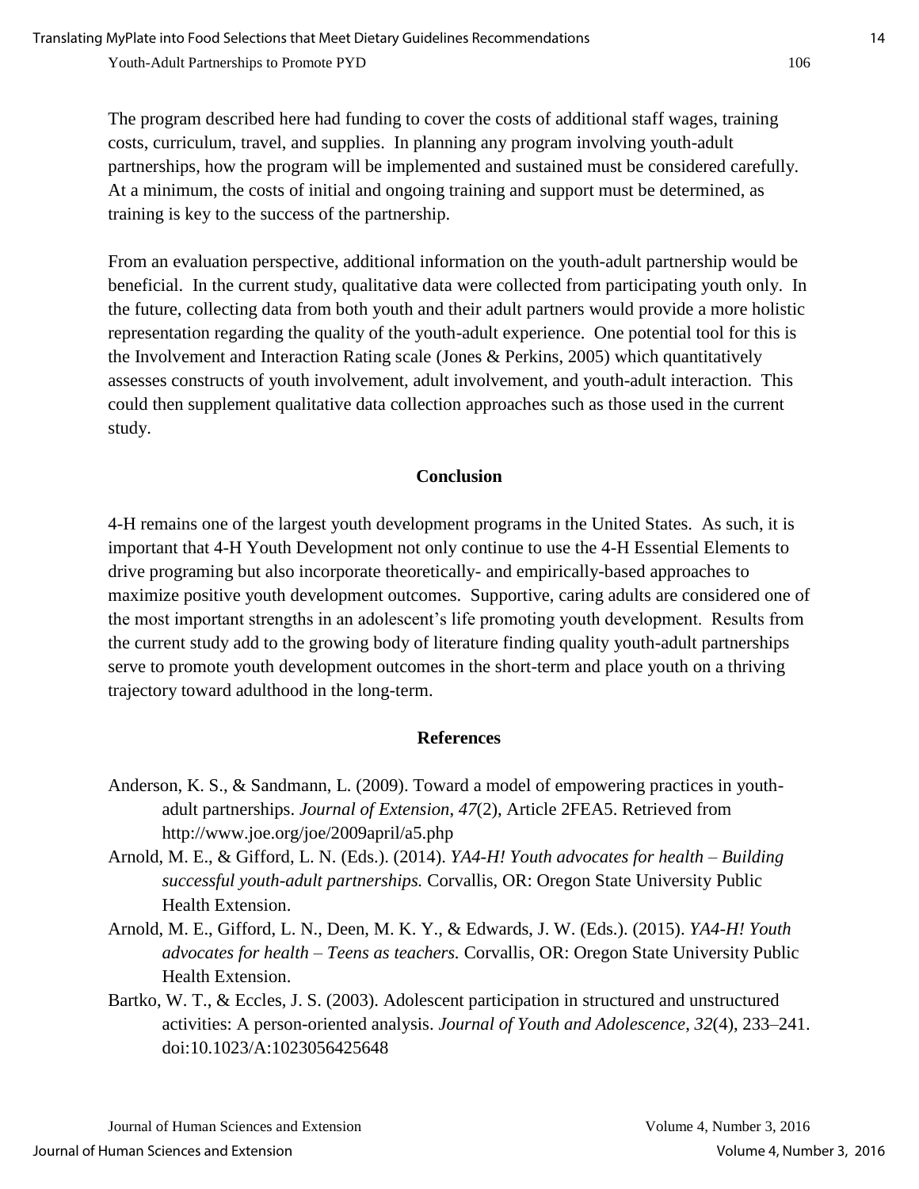The program described here had funding to cover the costs of additional staff wages, training costs, curriculum, travel, and supplies. In planning any program involving youth-adult partnerships, how the program will be implemented and sustained must be considered carefully. At a minimum, the costs of initial and ongoing training and support must be determined, as training is key to the success of the partnership.

From an evaluation perspective, additional information on the youth-adult partnership would be beneficial. In the current study, qualitative data were collected from participating youth only. In the future, collecting data from both youth and their adult partners would provide a more holistic representation regarding the quality of the youth-adult experience. One potential tool for this is the Involvement and Interaction Rating scale (Jones & Perkins, 2005) which quantitatively assesses constructs of youth involvement, adult involvement, and youth-adult interaction. This could then supplement qualitative data collection approaches such as those used in the current study.

## Conclusion

4-H remains one of the largest youth development programs in the United States. As such, it is important that 4-H Youth Development not only continue to use the 4-H Essential Elements to drive programing but also incorporate theoretically- and empirically-based approaches to maximize positive youth development outcomes. Supportive, caring adults are considered one of the most important strengths in an adolescent's life promoting youth development. Results from the current study add to the growing body of literature finding quality youth-adult partnerships serve to promote youth development outcomes in the short-term and place youth on a thriving trajectory toward adulthood in the long-term.

## References

Anderson, K. S., & Sandmann, L. (2009). Toward a model of empowering practices in youth-adult partnerships. *Journal of Extension*, *47*(2), Article 2FEA5. Retrieved from http://www.joe.org/joe/2009april/a5.php

Arnold, M. E., & Gifford, L. N. (Eds.). (2014). *YA4-H! Youth advocates for health – Building successful youth-adult partnerships.* Corvallis, OR: Oregon State University Public Health Extension.

Arnold, M. E., Gifford, L. N., Deen, M. K. Y., & Edwards, J. W. (Eds.). (2015). *YA4-H! Youth advocates for health – Teens as teachers.* Corvallis, OR: Oregon State University Public Health Extension.

Bartko, W. T., & Eccles, J. S. (2003). Adolescent participation in structured and unstructured activities: A person-oriented analysis. *Journal of Youth and Adolescence*, *32*(4), 233–241. doi:10.1023/A:1023056425648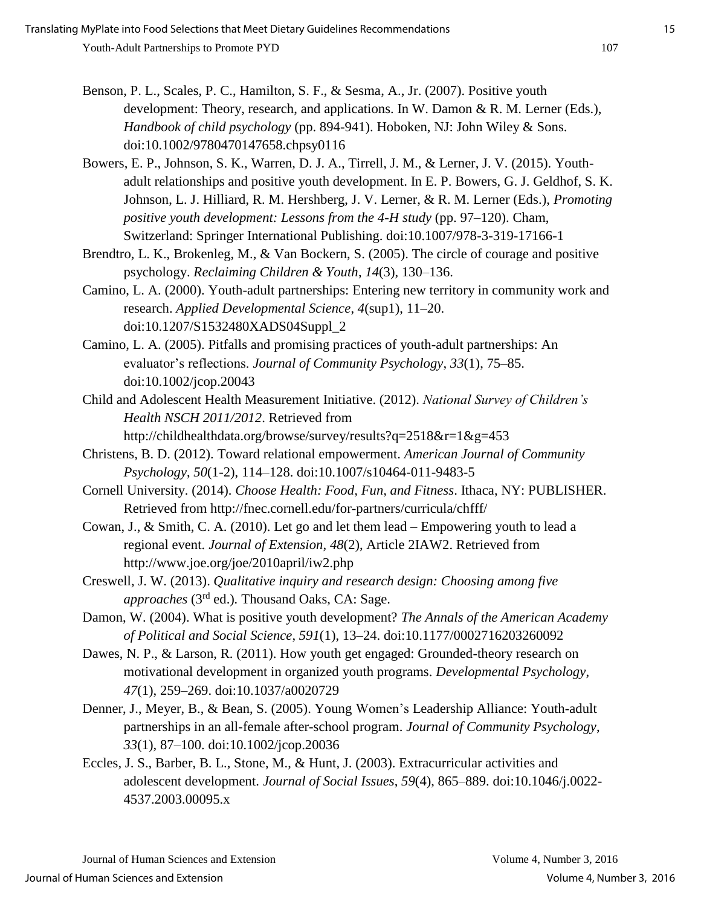Benson, P. L., Scales, P. C., Hamilton, S. F., & Sesma, A., Jr. (2007). Positive youth development: Theory, research, and applications. In W. Damon & R. M. Lerner (Eds.), *Handbook of child psychology* (pp. 894-941). Hoboken, NJ: John Wiley & Sons. doi:10.1002/9780470147658.chpsy0116

Bowers, E. P., Johnson, S. K., Warren, D. J. A., Tirrell, J. M., & Lerner, J. V. (2015). Youth-adult relationships and positive youth development. In E. P. Bowers, G. J. Geldhof, S. K. Johnson, L. J. Hilliard, R. M. Hershberg, J. V. Lerner, & R. M. Lerner (Eds.), *Promoting positive youth development: Lessons from the 4-H study* (pp. 97–120). Cham, Switzerland: Springer International Publishing. doi:10.1007/978-3-319-17166-1

Brendtro, L. K., Brokenleg, M., & Van Bockern, S. (2005). The circle of courage and positive psychology. *Reclaiming Children & Youth*, *14*(3), 130–136.

Camino, L. A. (2000). Youth-adult partnerships: Entering new territory in community work and research. *Applied Developmental Science*, *4*(sup1), 11–20. doi:10.1207/S1532480XADS04Suppl_2

Camino, L. A. (2005). Pitfalls and promising practices of youth-adult partnerships: An evaluator's reflections. *Journal of Community Psychology*, *33*(1), 75–85. doi:10.1002/jcop.20043

Child and Adolescent Health Measurement Initiative. (2012). *National Survey of Children's Health NSCH 2011/2012*. Retrieved from http://childhealthdata.org/browse/survey/results?q=2518&r=1&g=453

Christens, B. D. (2012). Toward relational empowerment. *American Journal of Community Psychology*, *50*(1-2), 114–128. doi:10.1007/s10464-011-9483-5

Cornell University. (2014). *Choose Health: Food, Fun, and Fitness*. Ithaca, NY: PUBLISHER. Retrieved from http://fnec.cornell.edu/for-partners/curricula/chfff/

Cowan, J., & Smith, C. A. (2010). Let go and let them lead – Empowering youth to lead a regional event. *Journal of Extension*, *48*(2), Article 2IAW2. Retrieved from http://www.joe.org/joe/2010april/iw2.php

Creswell, J. W. (2013). *Qualitative inquiry and research design: Choosing among five approaches* (3rd ed.). Thousand Oaks, CA: Sage.

Damon, W. (2004). What is positive youth development? *The Annals of the American Academy of Political and Social Science*, *591*(1), 13–24. doi:10.1177/0002716203260092

Dawes, N. P., & Larson, R. (2011). How youth get engaged: Grounded-theory research on motivational development in organized youth programs. *Developmental Psychology*, *47*(1), 259–269. doi:10.1037/a0020729

Denner, J., Meyer, B., & Bean, S. (2005). Young Women's Leadership Alliance: Youth-adult partnerships in an all-female after-school program. *Journal of Community Psychology*, *33*(1), 87–100. doi:10.1002/jcop.20036

Eccles, J. S., Barber, B. L., Stone, M., & Hunt, J. (2003). Extracurricular activities and adolescent development. *Journal of Social Issues*, *59*(4), 865–889. doi:10.1046/j.0022-4537.2003.00095.x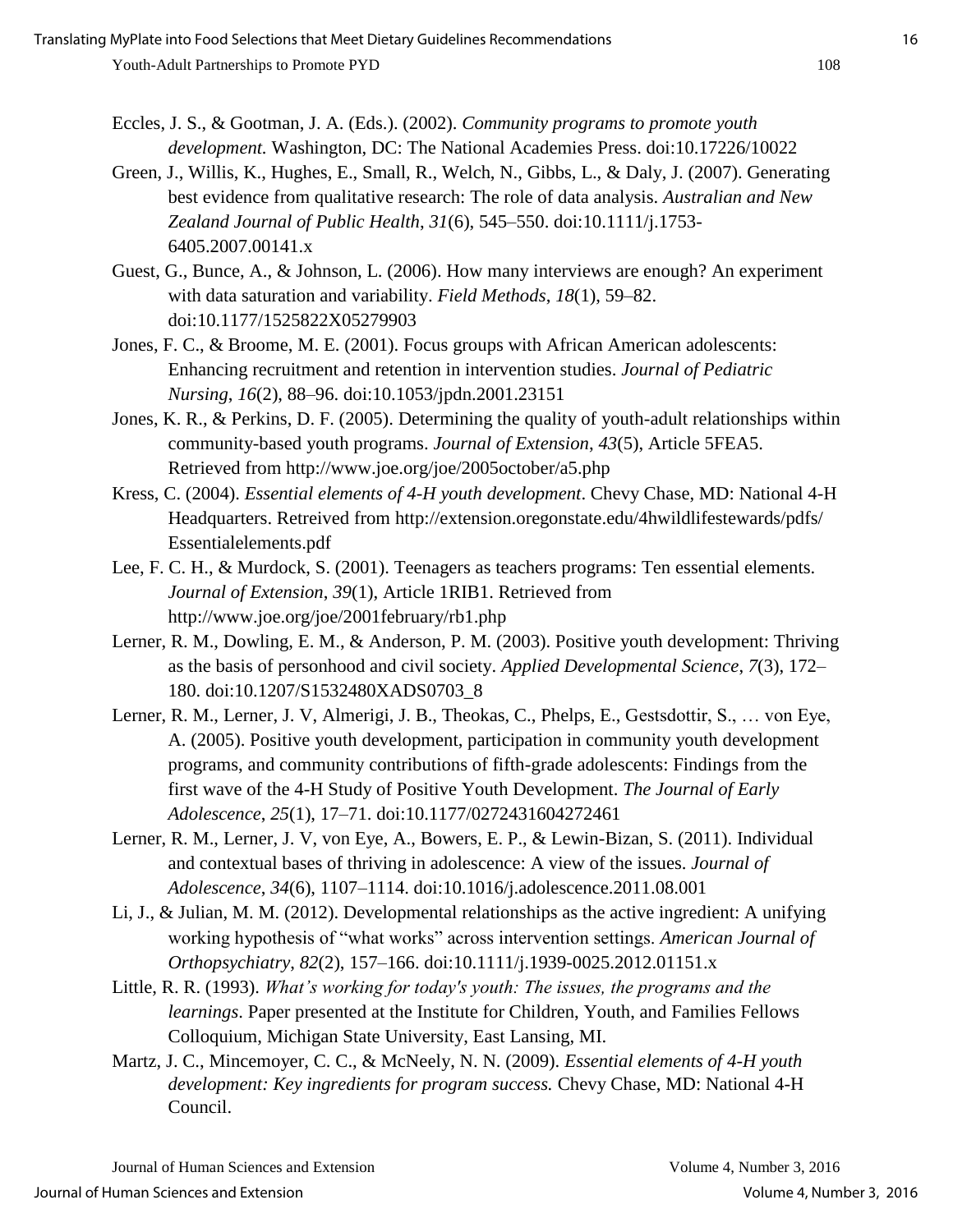Eccles, J. S., & Gootman, J. A. (Eds.). (2002). *Community programs to promote youth development.* Washington, DC: The National Academies Press. doi:10.17226/10022

Green, J., Willis, K., Hughes, E., Small, R., Welch, N., Gibbs, L., & Daly, J. (2007). Generating best evidence from qualitative research: The role of data analysis. *Australian and New Zealand Journal of Public Health*, *31*(6), 545–550. doi:10.1111/j.1753-6405.2007.00141.x

Guest, G., Bunce, A., & Johnson, L. (2006). How many interviews are enough? An experiment with data saturation and variability. *Field Methods*, *18*(1), 59–82. doi:10.1177/1525822X05279903

Jones, F. C., & Broome, M. E. (2001). Focus groups with African American adolescents: Enhancing recruitment and retention in intervention studies. *Journal of Pediatric Nursing*, *16*(2), 88–96. doi:10.1053/jpdn.2001.23151

Jones, K. R., & Perkins, D. F. (2005). Determining the quality of youth-adult relationships within community-based youth programs. *Journal of Extension*, *43*(5), Article 5FEA5. Retrieved from http://www.joe.org/joe/2005october/a5.php

Kress, C. (2004). *Essential elements of 4-H youth development*. Chevy Chase, MD: National 4-H Headquarters. Retreived from http://extension.oregonstate.edu/4hwildlifestewards/pdfs/Essentialelements.pdf

Lee, F. C. H., & Murdock, S. (2001). Teenagers as teachers programs: Ten essential elements. *Journal of Extension*, *39*(1), Article 1RIB1. Retrieved from http://www.joe.org/joe/2001february/rb1.php

Lerner, R. M., Dowling, E. M., & Anderson, P. M. (2003). Positive youth development: Thriving as the basis of personhood and civil society. *Applied Developmental Science*, *7*(3), 172–180. doi:10.1207/S1532480XADS0703_8

Lerner, R. M., Lerner, J. V, Almerigi, J. B., Theokas, C., Phelps, E., Gestsdottir, S., … von Eye, A. (2005). Positive youth development, participation in community youth development programs, and community contributions of fifth-grade adolescents: Findings from the first wave of the 4-H Study of Positive Youth Development. *The Journal of Early Adolescence*, *25*(1), 17–71. doi:10.1177/0272431604272461

Lerner, R. M., Lerner, J. V, von Eye, A., Bowers, E. P., & Lewin-Bizan, S. (2011). Individual and contextual bases of thriving in adolescence: A view of the issues. *Journal of Adolescence*, *34*(6), 1107–1114. doi:10.1016/j.adolescence.2011.08.001

Li, J., & Julian, M. M. (2012). Developmental relationships as the active ingredient: A unifying working hypothesis of "what works" across intervention settings. *American Journal of Orthopsychiatry*, *82*(2), 157–166. doi:10.1111/j.1939-0025.2012.01151.x

Little, R. R. (1993). *What's working for today's youth: The issues, the programs and the learnings*. Paper presented at the Institute for Children, Youth, and Families Fellows Colloquium, Michigan State University, East Lansing, MI.

Martz, J. C., Mincemoyer, C. C., & McNeely, N. N. (2009). *Essential elements of 4-H youth development: Key ingredients for program success.* Chevy Chase, MD: National 4-H Council.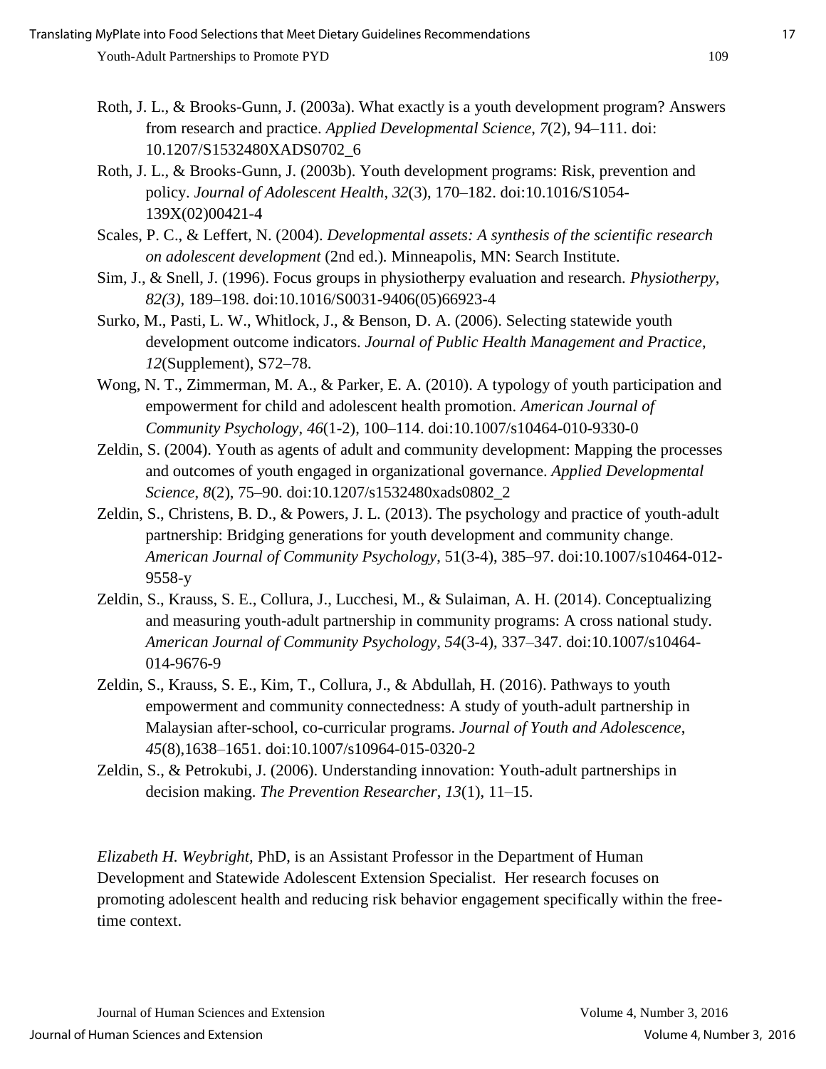Roth, J. L., & Brooks-Gunn, J. (2003a). What exactly is a youth development program? Answers from research and practice. *Applied Developmental Science*, *7*(2), 94–111. doi: 10.1207/S1532480XADS0702_6

Roth, J. L., & Brooks-Gunn, J. (2003b). Youth development programs: Risk, prevention and policy. *Journal of Adolescent Health*, *32*(3), 170–182. doi:10.1016/S1054-139X(02)00421-4

Scales, P. C., & Leffert, N. (2004). *Developmental assets: A synthesis of the scientific research on adolescent development* (2nd ed.)*.* Minneapolis, MN: Search Institute.

Sim, J., & Snell, J. (1996). Focus groups in physiotherpy evaluation and research. *Physiotherpy*, *82(3)*, 189–198. doi:10.1016/S0031-9406(05)66923-4

Surko, M., Pasti, L. W., Whitlock, J., & Benson, D. A. (2006). Selecting statewide youth development outcome indicators. *Journal of Public Health Management and Practice*, *12*(Supplement), S72–78.

Wong, N. T., Zimmerman, M. A., & Parker, E. A. (2010). A typology of youth participation and empowerment for child and adolescent health promotion. *American Journal of Community Psychology*, *46*(1-2), 100–114. doi:10.1007/s10464-010-9330-0

Zeldin, S. (2004). Youth as agents of adult and community development: Mapping the processes and outcomes of youth engaged in organizational governance. *Applied Developmental Science*, *8*(2), 75–90. doi:10.1207/s1532480xads0802_2

Zeldin, S., Christens, B. D., & Powers, J. L. (2013). The psychology and practice of youth-adult partnership: Bridging generations for youth development and community change. *American Journal of Community Psychology*, 51(3-4), 385–97. doi:10.1007/s10464-012-9558-y

Zeldin, S., Krauss, S. E., Collura, J., Lucchesi, M., & Sulaiman, A. H. (2014). Conceptualizing and measuring youth-adult partnership in community programs: A cross national study. *American Journal of Community Psychology*, *54*(3-4), 337–347. doi:10.1007/s10464-014-9676-9

Zeldin, S., Krauss, S. E., Kim, T., Collura, J., & Abdullah, H. (2016). Pathways to youth empowerment and community connectedness: A study of youth-adult partnership in Malaysian after-school, co-curricular programs. *Journal of Youth and Adolescence*, *45*(8),1638–1651. doi:10.1007/s10964-015-0320-2

Zeldin, S., & Petrokubi, J. (2006). Understanding innovation: Youth-adult partnerships in decision making. *The Prevention Researcher*, *13*(1), 11–15.

*Elizabeth H. Weybright,* PhD, is an Assistant Professor in the Department of Human Development and Statewide Adolescent Extension Specialist. Her research focuses on promoting adolescent health and reducing risk behavior engagement specifically within the free-time context.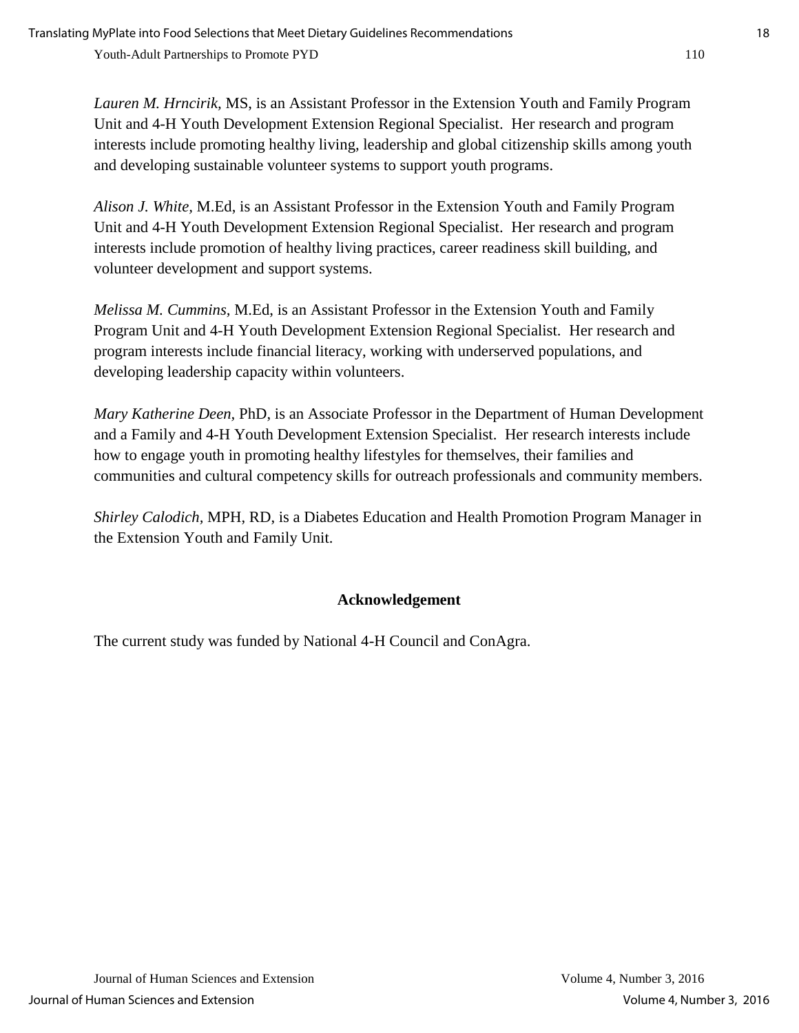*Lauren M. Hrncirik*, MS, is an Assistant Professor in the Extension Youth and Family Program Unit and 4-H Youth Development Extension Regional Specialist. Her research and program interests include promoting healthy living, leadership and global citizenship skills among youth and developing sustainable volunteer systems to support youth programs.

*Alison J. White*, M.Ed, is an Assistant Professor in the Extension Youth and Family Program Unit and 4-H Youth Development Extension Regional Specialist. Her research and program interests include promotion of healthy living practices, career readiness skill building, and volunteer development and support systems.

*Melissa M. Cummins*, M.Ed, is an Assistant Professor in the Extension Youth and Family Program Unit and 4-H Youth Development Extension Regional Specialist. Her research and program interests include financial literacy, working with underserved populations, and developing leadership capacity within volunteers.

*Mary Katherine Deen*, PhD, is an Associate Professor in the Department of Human Development and a Family and 4-H Youth Development Extension Specialist. Her research interests include how to engage youth in promoting healthy lifestyles for themselves, their families and communities and cultural competency skills for outreach professionals and community members.

*Shirley Calodich*, MPH, RD, is a Diabetes Education and Health Promotion Program Manager in the Extension Youth and Family Unit.

## Acknowledgement

The current study was funded by National 4-H Council and ConAgra.